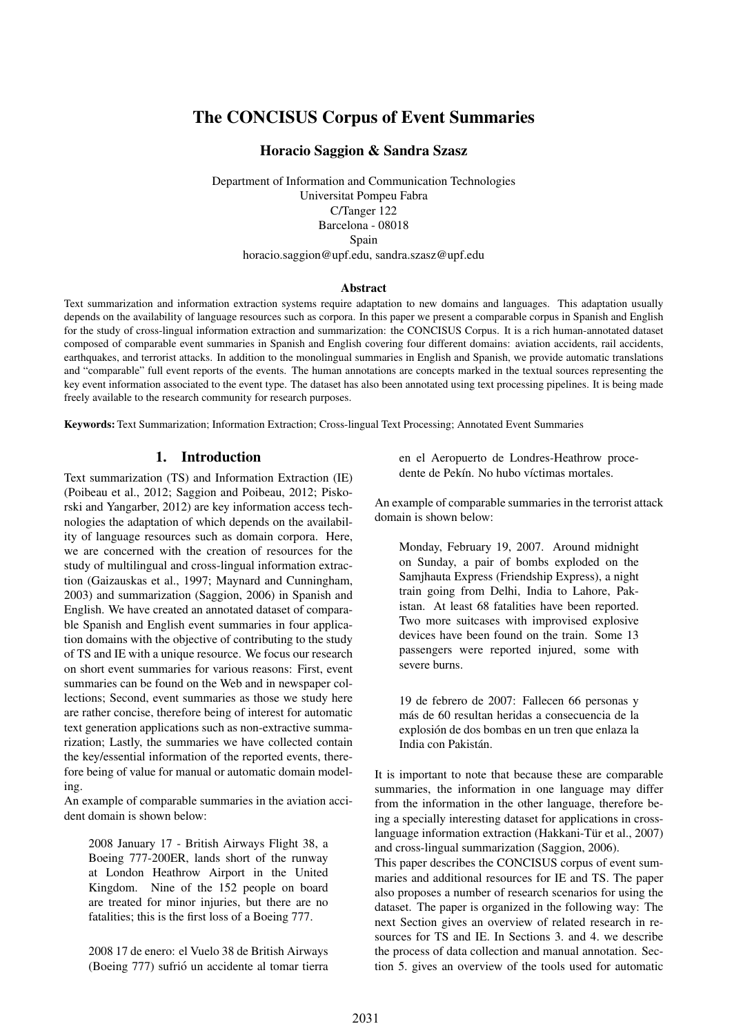# The CONCISUS Corpus of Event Summaries

**Horacio Saggion & Sandra Szasz**

Department of Information and Communication Technologies
Universitat Pompeu Fabra
C/Tanger 122
Barcelona - 08018
Spain
horacio.saggion@upf.edu, sandra.szasz@upf.edu

### Abstract

Text summarization and information extraction systems require adaptation to new domains and languages. This adaptation usually depends on the availability of language resources such as corpora. In this paper we present a comparable corpus in Spanish and English for the study of cross-lingual information extraction and summarization: the CONCISUS Corpus. It is a rich human-annotated dataset composed of comparable event summaries in Spanish and English covering four different domains: aviation accidents, rail accidents, earthquakes, and terrorist attacks. In addition to the monolingual summaries in English and Spanish, we provide automatic translations and "comparable" full event reports of the events. The human annotations are concepts marked in the textual sources representing the key event information associated to the event type. The dataset has also been annotated using text processing pipelines. It is being made freely available to the research community for research purposes.

**Keywords:** Text Summarization; Information Extraction; Cross-lingual Text Processing; Annotated Event Summaries

## 1. Introduction

Text summarization (TS) and Information Extraction (IE) (Poibeau et al., 2012; Saggion and Poibeau, 2012; Piskorski and Yangarber, 2012) are key information access technologies the adaptation of which depends on the availability of language resources such as domain corpora. Here, we are concerned with the creation of resources for the study of multilingual and cross-lingual information extraction (Gaizauskas et al., 1997; Maynard and Cunningham, 2003) and summarization (Saggion, 2006) in Spanish and English. We have created an annotated dataset of comparable Spanish and English event summaries in four application domains with the objective of contributing to the study of TS and IE with a unique resource. We focus our research on short event summaries for various reasons: First, event summaries can be found on the Web and in newspaper collections; Second, event summaries as those we study here are rather concise, therefore being of interest for automatic text generation applications such as non-extractive summarization; Lastly, the summaries we have collected contain the key/essential information of the reported events, therefore being of value for manual or automatic domain modeling.

An example of comparable summaries in the aviation accident domain is shown below:

> 2008 January 17 - British Airways Flight 38, a Boeing 777-200ER, lands short of the runway at London Heathrow Airport in the United Kingdom. Nine of the 152 people on board are treated for minor injuries, but there are no fatalities; this is the first loss of a Boeing 777.

> 2008 17 de enero: el Vuelo 38 de British Airways (Boeing 777) sufrió un accidente al tomar tierra en el Aeropuerto de Londres-Heathrow procedente de Pekín. No hubo víctimas mortales.

An example of comparable summaries in the terrorist attack domain is shown below:

> Monday, February 19, 2007. Around midnight on Sunday, a pair of bombs exploded on the Samjhauta Express (Friendship Express), a night train going from Delhi, India to Lahore, Pakistan. At least 68 fatalities have been reported. Two more suitcases with improvised explosive devices have been found on the train. Some 13 passengers were reported injured, some with severe burns.

> 19 de febrero de 2007: Fallecen 66 personas y más de 60 resultan heridas a consecuencia de la explosión de dos bombas en un tren que enlaza la India con Pakistán.

It is important to note that because these are comparable summaries, the information in one language may differ from the information in the other language, therefore being a specially interesting dataset for applications in cross-language information extraction (Hakkani-Tür et al., 2007) and cross-lingual summarization (Saggion, 2006).

This paper describes the CONCISUS corpus of event summaries and additional resources for IE and TS. The paper also proposes a number of research scenarios for using the dataset. The paper is organized in the following way: The next Section gives an overview of related research in resources for TS and IE. In Sections 3. and 4. we describe the process of data collection and manual annotation. Section 5. gives an overview of the tools used for automatic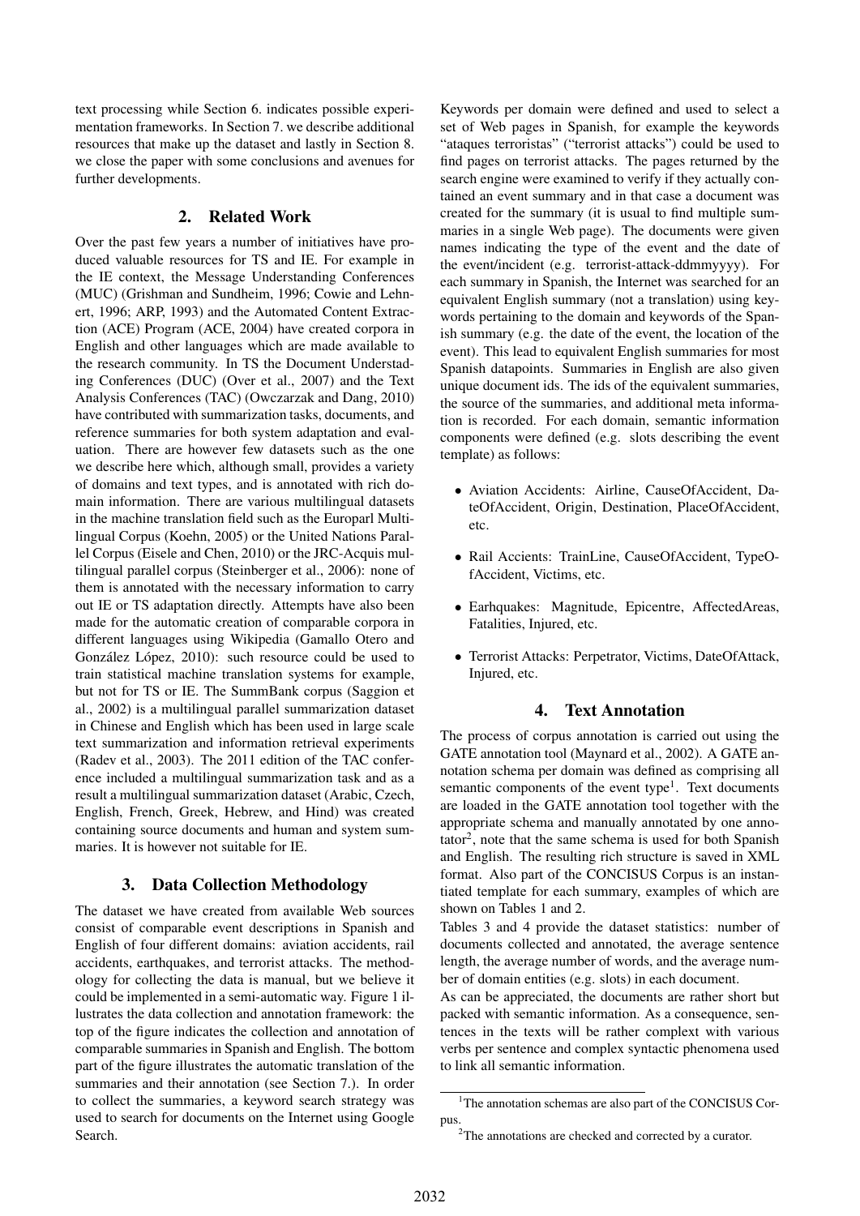text processing while Section 6. indicates possible experimentation frameworks. In Section 7. we describe additional resources that make up the dataset and lastly in Section 8. we close the paper with some conclusions and avenues for further developments.

## 2. Related Work

Over the past few years a number of initiatives have produced valuable resources for TS and IE. For example in the IE context, the Message Understanding Conferences (MUC) (Grishman and Sundheim, 1996; Cowie and Lehnert, 1996; ARP, 1993) and the Automated Content Extraction (ACE) Program (ACE, 2004) have created corpora in English and other languages which are made available to the research community. In TS the Document Understading Conferences (DUC) (Over et al., 2007) and the Text Analysis Conferences (TAC) (Owczarzak and Dang, 2010) have contributed with summarization tasks, documents, and reference summaries for both system adaptation and evaluation. There are however few datasets such as the one we describe here which, although small, provides a variety of domains and text types, and is annotated with rich domain information. There are various multilingual datasets in the machine translation field such as the Europarl Multilingual Corpus (Koehn, 2005) or the United Nations Parallel Corpus (Eisele and Chen, 2010) or the JRC-Acquis multilingual parallel corpus (Steinberger et al., 2006): none of them is annotated with the necessary information to carry out IE or TS adaptation directly. Attempts have also been made for the automatic creation of comparable corpora in different languages using Wikipedia (Gamallo Otero and González López, 2010): such resource could be used to train statistical machine translation systems for example, but not for TS or IE. The SummBank corpus (Saggion et al., 2002) is a multilingual parallel summarization dataset in Chinese and English which has been used in large scale text summarization and information retrieval experiments (Radev et al., 2003). The 2011 edition of the TAC conference included a multilingual summarization task and as a result a multilingual summarization dataset (Arabic, Czech, English, French, Greek, Hebrew, and Hind) was created containing source documents and human and system summaries. It is however not suitable for IE.

## 3. Data Collection Methodology

The dataset we have created from available Web sources consist of comparable event descriptions in Spanish and English of four different domains: aviation accidents, rail accidents, earthquakes, and terrorist attacks. The methodology for collecting the data is manual, but we believe it could be implemented in a semi-automatic way. Figure 1 illustrates the data collection and annotation framework: the top of the figure indicates the collection and annotation of comparable summaries in Spanish and English. The bottom part of the figure illustrates the automatic translation of the summaries and their annotation (see Section 7.). In order to collect the summaries, a keyword search strategy was used to search for documents on the Internet using Google Search.

Keywords per domain were defined and used to select a set of Web pages in Spanish, for example the keywords "ataques terroristas" ("terrorist attacks") could be used to find pages on terrorist attacks. The pages returned by the search engine were examined to verify if they actually contained an event summary and in that case a document was created for the summary (it is usual to find multiple summaries in a single Web page). The documents were given names indicating the type of the event and the date of the event/incident (e.g. terrorist-attack-ddmmyyyy). For each summary in Spanish, the Internet was searched for an equivalent English summary (not a translation) using keywords pertaining to the domain and keywords of the Spanish summary (e.g. the date of the event, the location of the event). This lead to equivalent English summaries for most Spanish datapoints. Summaries in English are also given unique document ids. The ids of the equivalent summaries, the source of the summaries, and additional meta information is recorded. For each domain, semantic information components were defined (e.g. slots describing the event template) as follows:

- Aviation Accidents: Airline, CauseOfAccident, DateOfAccident, Origin, Destination, PlaceOfAccident, etc.
- Rail Accients: TrainLine, CauseOfAccident, TypeOfAccident, Victims, etc.
- Earhquakes: Magnitude, Epicentre, AffectedAreas, Fatalities, Injured, etc.
- Terrorist Attacks: Perpetrator, Victims, DateOfAttack, Injured, etc.

## 4. Text Annotation

The process of corpus annotation is carried out using the GATE annotation tool (Maynard et al., 2002). A GATE annotation schema per domain was defined as comprising all semantic components of the event type[1]. Text documents are loaded in the GATE annotation tool together with the appropriate schema and manually annotated by one annotator[2], note that the same schema is used for both Spanish and English. The resulting rich structure is saved in XML format. Also part of the CONCISUS Corpus is an instantiated template for each summary, examples of which are shown on Tables 1 and 2.

Tables 3 and 4 provide the dataset statistics: number of documents collected and annotated, the average sentence length, the average number of words, and the average number of domain entities (e.g. slots) in each document.

As can be appreciated, the documents are rather short but packed with semantic information. As a consequence, sentences in the texts will be rather complext with various verbs per sentence and complex syntactic phenomena used to link all semantic information.

[1]The annotation schemas are also part of the CONCISUS Corpus.

[2]The annotations are checked and corrected by a curator.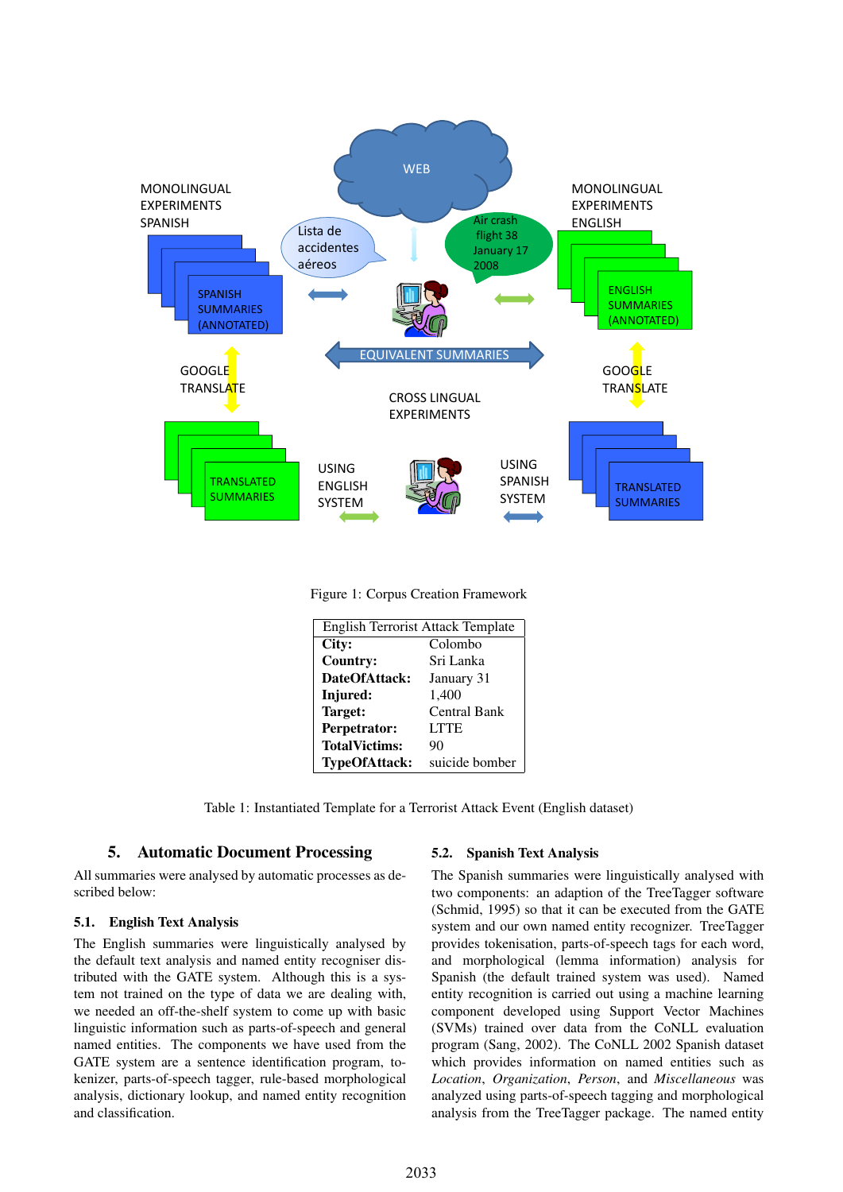Figure 1: Corpus Creation Framework

| English Terrorist Attack Template | |
|---|---|
| **City:** | Colombo |
| **Country:** | Sri Lanka |
| **DateOfAttack:** | January 31 |
| **Injured:** | 1,400 |
| **Target:** | Central Bank |
| **Perpetrator:** | LTTE |
| **TotalVictims:** | 90 |
| **TypeOfAttack:** | suicide bomber |

Table 1: Instantiated Template for a Terrorist Attack Event (English dataset)

## 5. Automatic Document Processing

All summaries were analysed by automatic processes as described below:

### 5.1. English Text Analysis

The English summaries were linguistically analysed by the default text analysis and named entity recogniser distributed with the GATE system. Although this is a system not trained on the type of data we are dealing with, we needed an off-the-shelf system to come up with basic linguistic information such as parts-of-speech and general named entities. The components we have used from the GATE system are a sentence identification program, tokenizer, parts-of-speech tagger, rule-based morphological analysis, dictionary lookup, and named entity recognition and classification.

### 5.2. Spanish Text Analysis

The Spanish summaries were linguistically analysed with two components: an adaption of the TreeTagger software (Schmid, 1995) so that it can be executed from the GATE system and our own named entity recognizer. TreeTagger provides tokenisation, parts-of-speech tags for each word, and morphological (lemma information) analysis for Spanish (the default trained system was used). Named entity recognition is carried out using a machine learning component developed using Support Vector Machines (SVMs) trained over data from the CoNLL evaluation program (Sang, 2002). The CoNLL 2002 Spanish dataset which provides information on named entities such as *Location*, *Organization*, *Person*, and *Miscellaneous* was analyzed using parts-of-speech tagging and morphological analysis from the TreeTagger package. The named entity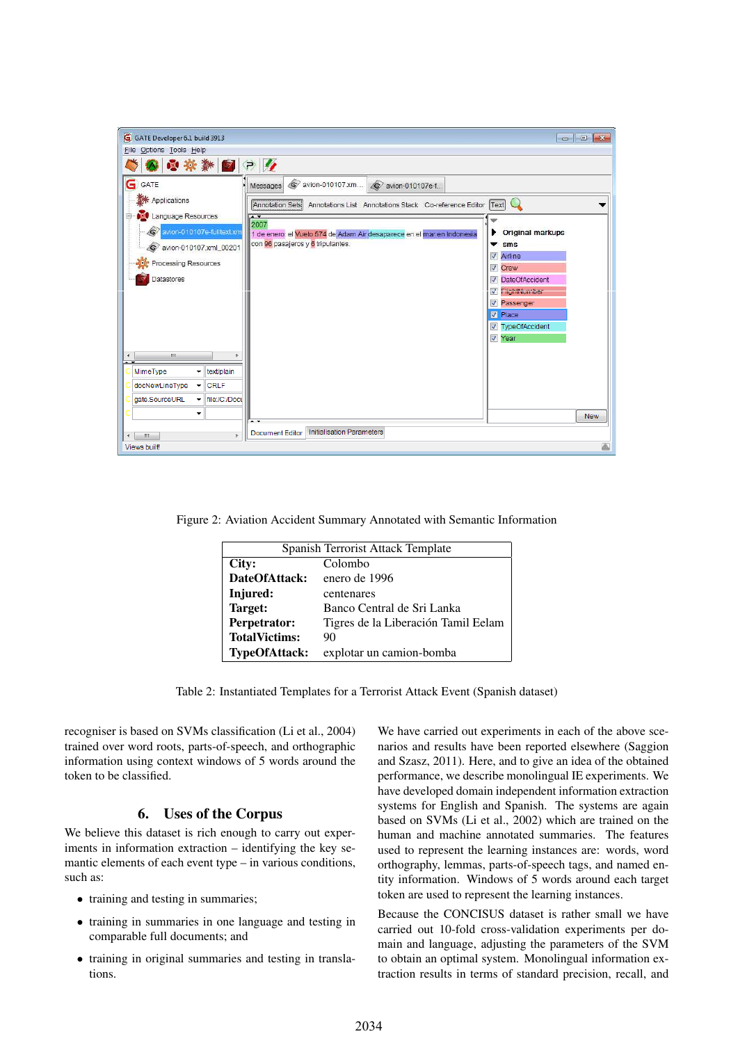Figure 2: Aviation Accident Summary Annotated with Semantic Information

| Spanish Terrorist Attack Template | |
|---|---|
| **City:** | Colombo |
| **DateOfAttack:** | enero de 1996 |
| **Injured:** | centenares |
| **Target:** | Banco Central de Sri Lanka |
| **Perpetrator:** | Tigres de la Liberación Tamil Eelam |
| **TotalVictims:** | 90 |
| **TypeOfAttack:** | explotar un camion-bomba |

Table 2: Instantiated Templates for a Terrorist Attack Event (Spanish dataset)

recogniser is based on SVMs classification (Li et al., 2004) trained over word roots, parts-of-speech, and orthographic information using context windows of 5 words around the token to be classified.

## 6. Uses of the Corpus

We believe this dataset is rich enough to carry out experiments in information extraction – identifying the key semantic elements of each event type – in various conditions, such as:

- training and testing in summaries;
- training in summaries in one language and testing in comparable full documents; and
- training in original summaries and testing in translations.

We have carried out experiments in each of the above scenarios and results have been reported elsewhere (Saggion and Szasz, 2011). Here, and to give an idea of the obtained performance, we describe monolingual IE experiments. We have developed domain independent information extraction systems for English and Spanish. The systems are again based on SVMs (Li et al., 2002) which are trained on the human and machine annotated summaries. The features used to represent the learning instances are: words, word orthography, lemmas, parts-of-speech tags, and named entity information. Windows of 5 words around each target token are used to represent the learning instances.

Because the CONCISUS dataset is rather small we have carried out 10-fold cross-validation experiments per domain and language, adjusting the parameters of the SVM to obtain an optimal system. Monolingual information extraction results in terms of standard precision, recall, and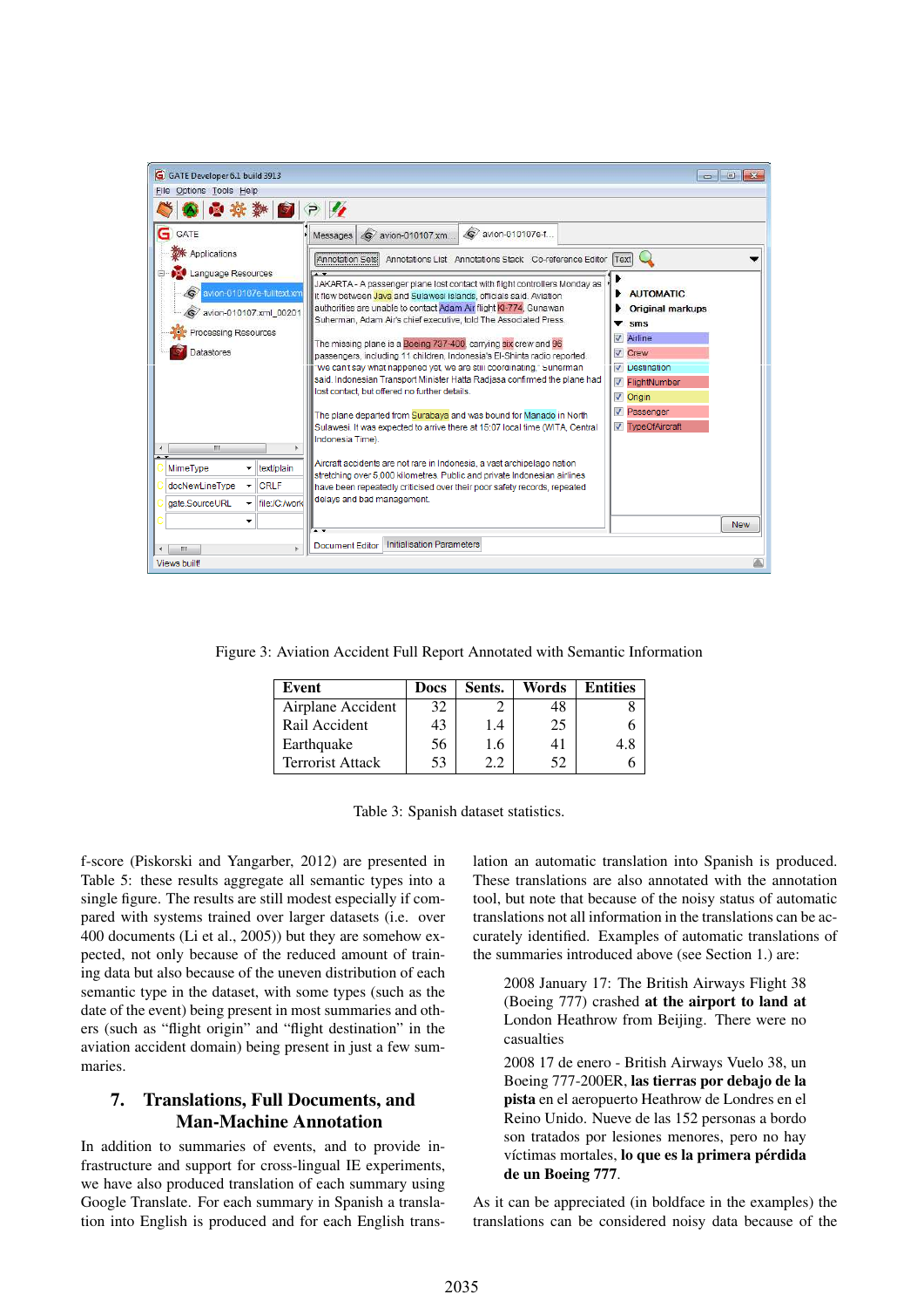Figure 3: Aviation Accident Full Report Annotated with Semantic Information

| Event | Docs | Sents. | Words | Entities |
|---|---|---|---|---|
| Airplane Accident | 32 | 2 | 48 | 8 |
| Rail Accident | 43 | 1.4 | 25 | 6 |
| Earthquake | 56 | 1.6 | 41 | 4.8 |
| Terrorist Attack | 53 | 2.2 | 52 | 6 |

Table 3: Spanish dataset statistics.

f-score (Piskorski and Yangarber, 2012) are presented in Table 5: these results aggregate all semantic types into a single figure. The results are still modest especially if compared with systems trained over larger datasets (i.e. over 400 documents (Li et al., 2005)) but they are somehow expected, not only because of the reduced amount of training data but also because of the uneven distribution of each semantic type in the dataset, with some types (such as the date of the event) being present in most summaries and others (such as "flight origin" and "flight destination" in the aviation accident domain) being present in just a few summaries.

## 7. Translations, Full Documents, and Man-Machine Annotation

In addition to summaries of events, and to provide infrastructure and support for cross-lingual IE experiments, we have also produced translation of each summary using Google Translate. For each summary in Spanish a translation into English is produced and for each English translation an automatic translation into Spanish is produced. These translations are also annotated with the annotation tool, but note that because of the noisy status of automatic translations not all information in the translations can be accurately identified. Examples of automatic translations of the summaries introduced above (see Section 1.) are:

> 2008 January 17: The British Airways Flight 38 (Boeing 777) crashed **at the airport to land at** London Heathrow from Beijing. There were no casualties

> 2008 17 de enero - British Airways Vuelo 38, un Boeing 777-200ER, **las tierras por debajo de la pista** en el aeropuerto Heathrow de Londres en el Reino Unido. Nueve de las 152 personas a bordo son tratados por lesiones menores, pero no hay víctimas mortales, **lo que es la primera pérdida de un Boeing 777**.

As it can be appreciated (in boldface in the examples) the translations can be considered noisy data because of the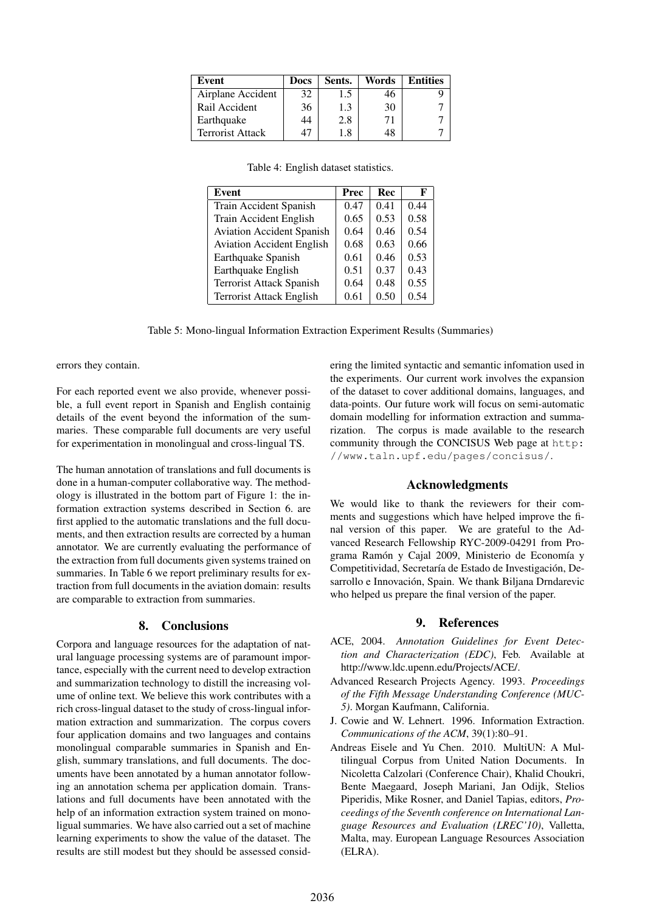| Event | Docs | Sents. | Words | Entities |
|---|---|---|---|---|
| Airplane Accident | 32 | 1.5 | 46 | 9 |
| Rail Accident | 36 | 1.3 | 30 | 7 |
| Earthquake | 44 | 2.8 | 71 | 7 |
| Terrorist Attack | 47 | 1.8 | 48 | 7 |

Table 4: English dataset statistics.

| Event | Prec | Rec | F |
|---|---|---|---|
| Train Accident Spanish | 0.47 | 0.41 | 0.44 |
| Train Accident English | 0.65 | 0.53 | 0.58 |
| Aviation Accident Spanish | 0.64 | 0.46 | 0.54 |
| Aviation Accident English | 0.68 | 0.63 | 0.66 |
| Earthquake Spanish | 0.61 | 0.46 | 0.53 |
| Earthquake English | 0.51 | 0.37 | 0.43 |
| Terrorist Attack Spanish | 0.64 | 0.48 | 0.55 |
| Terrorist Attack English | 0.61 | 0.50 | 0.54 |

Table 5: Mono-lingual Information Extraction Experiment Results (Summaries)

errors they contain.

For each reported event we also provide, whenever possible, a full event report in Spanish and English containig details of the event beyond the information of the summaries. These comparable full documents are very useful for experimentation in monolingual and cross-lingual TS.

The human annotation of translations and full documents is done in a human-computer collaborative way. The methodology is illustrated in the bottom part of Figure 1: the information extraction systems described in Section 6. are first applied to the automatic translations and the full documents, and then extraction results are corrected by a human annotator. We are currently evaluating the performance of the extraction from full documents given systems trained on summaries. In Table 6 we report preliminary results for extraction from full documents in the aviation domain: results are comparable to extraction from summaries.

## 8. Conclusions

Corpora and language resources for the adaptation of natural language processing systems are of paramount importance, especially with the current need to develop extraction and summarization technology to distill the increasing volume of online text. We believe this work contributes with a rich cross-lingual dataset to the study of cross-lingual information extraction and summarization. The corpus covers four application domains and two languages and contains monolingual comparable summaries in Spanish and English, summary translations, and full documents. The documents have been annotated by a human annotator following an annotation schema per application domain. Translations and full documents have been annotated with the help of an information extraction system trained on monoligual summaries. We have also carried out a set of machine learning experiments to show the value of the dataset. The results are still modest but they should be assessed considering the limited syntactic and semantic infomation used in the experiments. Our current work involves the expansion of the dataset to cover additional domains, languages, and data-points. Our future work will focus on semi-automatic domain modelling for information extraction and summarization. The corpus is made available to the research community through the CONCISUS Web page at `http://www.taln.upf.edu/pages/concisus/`.

## Acknowledgments

We would like to thank the reviewers for their comments and suggestions which have helped improve the final version of this paper. We are grateful to the Advanced Research Fellowship RYC-2009-04291 from Programa Ramón y Cajal 2009, Ministerio de Economía y Competitividad, Secretaría de Estado de Investigación, Desarrollo e Innovación, Spain. We thank Biljana Drndarevic who helped us prepare the final version of the paper.

## 9. References

ACE, 2004. *Annotation Guidelines for Event Detection and Characterization (EDC)*, Feb. Available at http://www.ldc.upenn.edu/Projects/ACE/.

Advanced Research Projects Agency. 1993. *Proceedings of the Fifth Message Understanding Conference (MUC-5)*. Morgan Kaufmann, California.

J. Cowie and W. Lehnert. 1996. Information Extraction. *Communications of the ACM*, 39(1):80–91.

Andreas Eisele and Yu Chen. 2010. MultiUN: A Multilingual Corpus from United Nation Documents. In Nicoletta Calzolari (Conference Chair), Khalid Choukri, Bente Maegaard, Joseph Mariani, Jan Odijk, Stelios Piperidis, Mike Rosner, and Daniel Tapias, editors, *Proceedings of the Seventh conference on International Language Resources and Evaluation (LREC'10)*, Valletta, Malta, may. European Language Resources Association (ELRA).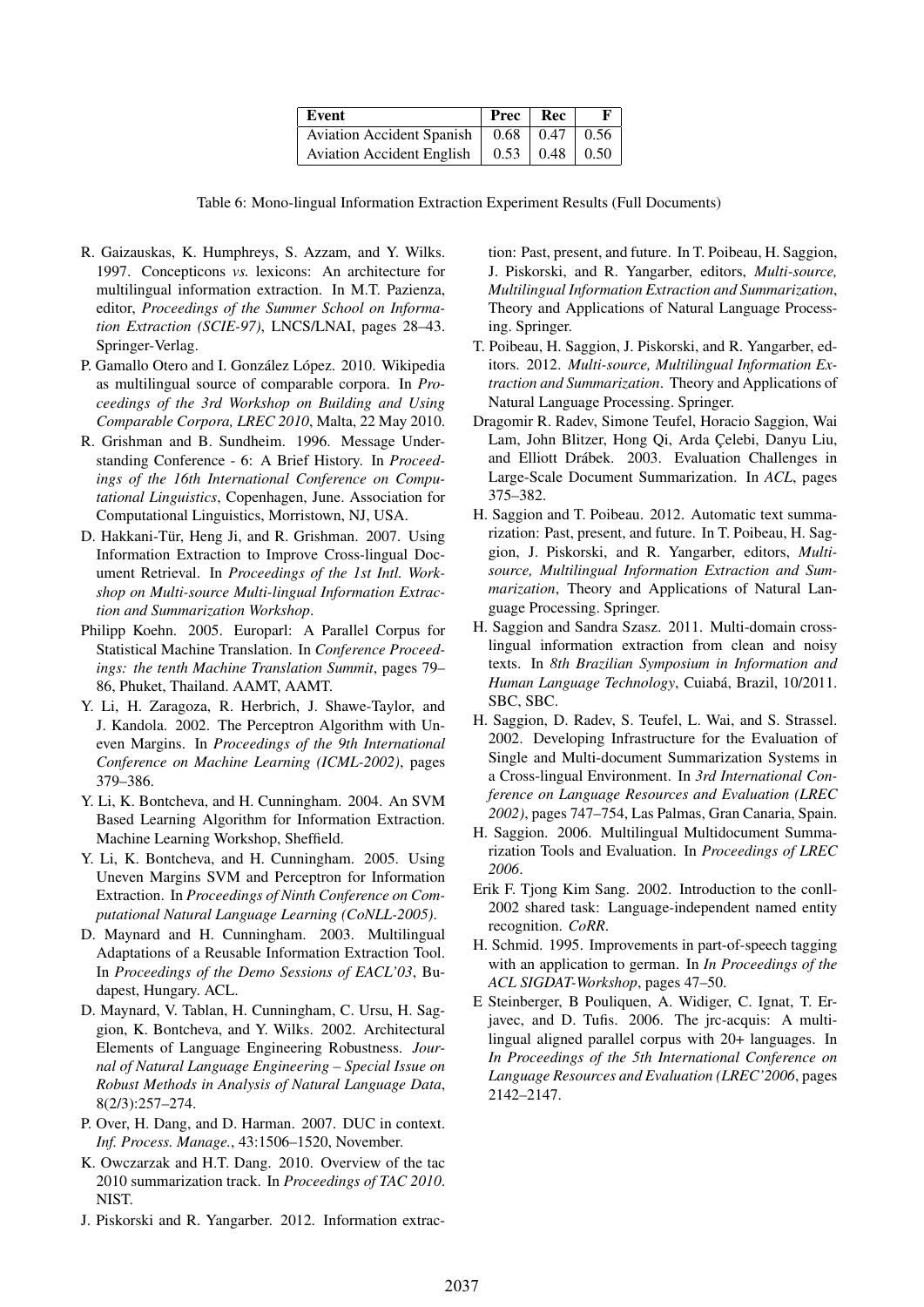| Event | Prec | Rec | F |
|---|---|---|---|
| Aviation Accident Spanish | 0.68 | 0.47 | 0.56 |
| Aviation Accident English | 0.53 | 0.48 | 0.50 |

Table 6: Mono-lingual Information Extraction Experiment Results (Full Documents)

R. Gaizauskas, K. Humphreys, S. Azzam, and Y. Wilks. 1997. Concepticons *vs.* lexicons: An architecture for multilingual information extraction. In M.T. Pazienza, editor, *Proceedings of the Summer School on Information Extraction (SCIE-97)*, LNCS/LNAI, pages 28–43. Springer-Verlag.

P. Gamallo Otero and I. González López. 2010. Wikipedia as multilingual source of comparable corpora. In *Proceedings of the 3rd Workshop on Building and Using Comparable Corpora, LREC 2010*, Malta, 22 May 2010.

R. Grishman and B. Sundheim. 1996. Message Understanding Conference - 6: A Brief History. In *Proceedings of the 16th International Conference on Computational Linguistics*, Copenhagen, June. Association for Computational Linguistics, Morristown, NJ, USA.

D. Hakkani-Tür, Heng Ji, and R. Grishman. 2007. Using Information Extraction to Improve Cross-lingual Document Retrieval. In *Proceedings of the 1st Intl. Workshop on Multi-source Multi-lingual Information Extraction and Summarization Workshop*.

Philipp Koehn. 2005. Europarl: A Parallel Corpus for Statistical Machine Translation. In *Conference Proceedings: the tenth Machine Translation Summit*, pages 79–86, Phuket, Thailand. AAMT, AAMT.

Y. Li, H. Zaragoza, R. Herbrich, J. Shawe-Taylor, and J. Kandola. 2002. The Perceptron Algorithm with Uneven Margins. In *Proceedings of the 9th International Conference on Machine Learning (ICML-2002)*, pages 379–386.

Y. Li, K. Bontcheva, and H. Cunningham. 2004. An SVM Based Learning Algorithm for Information Extraction. Machine Learning Workshop, Sheffield.

Y. Li, K. Bontcheva, and H. Cunningham. 2005. Using Uneven Margins SVM and Perceptron for Information Extraction. In *Proceedings of Ninth Conference on Computational Natural Language Learning (CoNLL-2005)*.

D. Maynard and H. Cunningham. 2003. Multilingual Adaptations of a Reusable Information Extraction Tool. In *Proceedings of the Demo Sessions of EACL'03*, Budapest, Hungary. ACL.

D. Maynard, V. Tablan, H. Cunningham, C. Ursu, H. Saggion, K. Bontcheva, and Y. Wilks. 2002. Architectural Elements of Language Engineering Robustness. *Journal of Natural Language Engineering – Special Issue on Robust Methods in Analysis of Natural Language Data*, 8(2/3):257–274.

P. Over, H. Dang, and D. Harman. 2007. DUC in context. *Inf. Process. Manage.*, 43:1506–1520, November.

K. Owczarzak and H.T. Dang. 2010. Overview of the tac 2010 summarization track. In *Proceedings of TAC 2010*. NIST.

J. Piskorski and R. Yangarber. 2012. Information extraction: Past, present, and future. In T. Poibeau, H. Saggion, J. Piskorski, and R. Yangarber, editors, *Multi-source, Multilingual Information Extraction and Summarization*, Theory and Applications of Natural Language Processing. Springer.

T. Poibeau, H. Saggion, J. Piskorski, and R. Yangarber, editors. 2012. *Multi-source, Multilingual Information Extraction and Summarization*. Theory and Applications of Natural Language Processing. Springer.

Dragomir R. Radev, Simone Teufel, Horacio Saggion, Wai Lam, John Blitzer, Hong Qi, Arda Çelebi, Danyu Liu, and Elliott Drábek. 2003. Evaluation Challenges in Large-Scale Document Summarization. In *ACL*, pages 375–382.

H. Saggion and T. Poibeau. 2012. Automatic text summarization: Past, present, and future. In T. Poibeau, H. Saggion, J. Piskorski, and R. Yangarber, editors, *Multi-source, Multilingual Information Extraction and Summarization*, Theory and Applications of Natural Language Processing. Springer.

H. Saggion and Sandra Szasz. 2011. Multi-domain cross-lingual information extraction from clean and noisy texts. In *8th Brazilian Symposium in Information and Human Language Technology*, Cuiabá, Brazil, 10/2011. SBC, SBC.

H. Saggion, D. Radev, S. Teufel, L. Wai, and S. Strassel. 2002. Developing Infrastructure for the Evaluation of Single and Multi-document Summarization Systems in a Cross-lingual Environment. In *3rd International Conference on Language Resources and Evaluation (LREC 2002)*, pages 747–754, Las Palmas, Gran Canaria, Spain.

H. Saggion. 2006. Multilingual Multidocument Summarization Tools and Evaluation. In *Proceedings of LREC 2006*.

Erik F. Tjong Kim Sang. 2002. Introduction to the conll-2002 shared task: Language-independent named entity recognition. *CoRR*.

H. Schmid. 1995. Improvements in part-of-speech tagging with an application to german. In *In Proceedings of the ACL SIGDAT-Workshop*, pages 47–50.

E Steinberger, B Pouliquen, A. Widiger, C. Ignat, T. Erjavec, and D. Tufis. 2006. The jrc-acquis: A multilingual aligned parallel corpus with 20+ languages. In *In Proceedings of the 5th International Conference on Language Resources and Evaluation (LREC'2006*, pages 2142–2147.